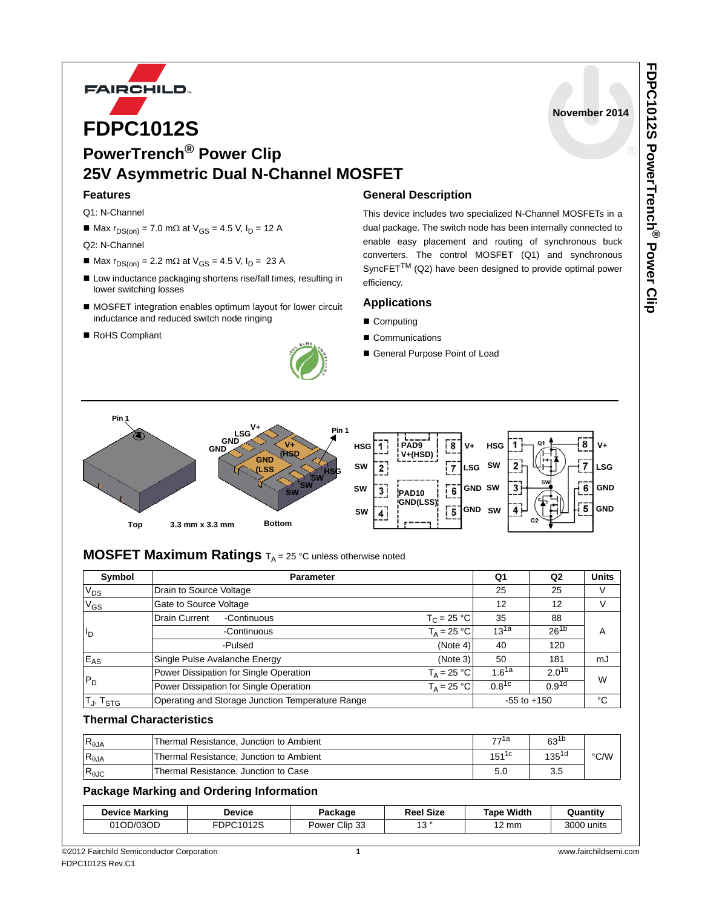# FDPC1012S

## PowerTrench® Power Clip

## 25V Asymmetric Dual N-Channel MOSFET

November 2014

### Features

Q1: N-Channel

- Max $r_{DS(on)}$ = 7.0 mΩ at $V_{GS}$ = 4.5 V, $I_D$ = 12 A

Q2: N-Channel

- Max $r_{DS(on)}$ = 2.2 mΩ at $V_{GS}$ = 4.5 V, $I_D$ = 23 A
- Low inductance packaging shortens rise/fall times, resulting in lower switching losses
- MOSFET integration enables optimum layout for lower circuit inductance and reduced switch node ringing
- RoHS Compliant

### General Description

This device includes two specialized N-Channel MOSFETs in a dual package. The switch node has been internally connected to enable easy placement and routing of synchronous buck converters. The control MOSFET (Q1) and synchronous SyncFET™ (Q2) have been designed to provide optimal power efficiency.

### Applications

- Computing
- Communications
- General Purpose Point of Load

Pin 1 | Top | 3.3 mm x 3.3 mm | Bottom | Pin 1

| Pin | Name | Pin | Name |
|---|---|---|---|
| 1 | HSG | 8 | V+ |
| 2 | SW | 7 | LSG |
| 3 | SW | 6 | GND |
| 4 | SW | 5 | GND |

PAD9: V+(HSD); PAD10: GND(LSS)

## MOSFET Maximum Ratings $T_A$ = 25 °C unless otherwise noted

| Symbol | Parameter | | Q1 | Q2 | Units |
|---|---|---|---|---|---|
| $V_{DS}$ | Drain to Source Voltage | | 25 | 25 | V |
| $V_{GS}$ | Gate to Source Voltage | | 12 | 12 | V |
| $I_D$ | Drain Current -Continuous | $T_C$ = 25 °C | 35 | 88 | A |
| | -Continuous | $T_A$ = 25 °C | 13[1a] | 26[1b] | |
| | -Pulsed | (Note 4) | 40 | 120 | |
| $E_{AS}$ | Single Pulse Avalanche Energy | (Note 3) | 50 | 181 | mJ |
| $P_D$ | Power Dissipation for Single Operation | $T_A$ = 25 °C | 1.6[1a] | 2.0[1b] | W |
| | Power Dissipation for Single Operation | $T_A$ = 25 °C | 0.8[1c] | 0.9[1d] | |
| $T_J$, $T_{STG}$ | Operating and Storage Junction Temperature Range | | -55 to +150 | | °C |

### Thermal Characteristics

| Symbol | Parameter | Q1 | Q2 | Units |
|---|---|---|---|---|
| $R_{\theta JA}$ | Thermal Resistance, Junction to Ambient | 77[1a] | 63[1b] | °C/W |
| $R_{\theta JA}$ | Thermal Resistance, Junction to Ambient | 151[1c] | 135[1d] | |
| $R_{\theta JC}$ | Thermal Resistance, Junction to Case | 5.0 | 3.5 | |

### Package Marking and Ordering Information

| Device Marking | Device | Package | Reel Size | Tape Width | Quantity |
|---|---|---|---|---|---|
| 01OD/03OD | FDPC1012S | Power Clip 33 | 13 ” | 12 mm | 3000 units |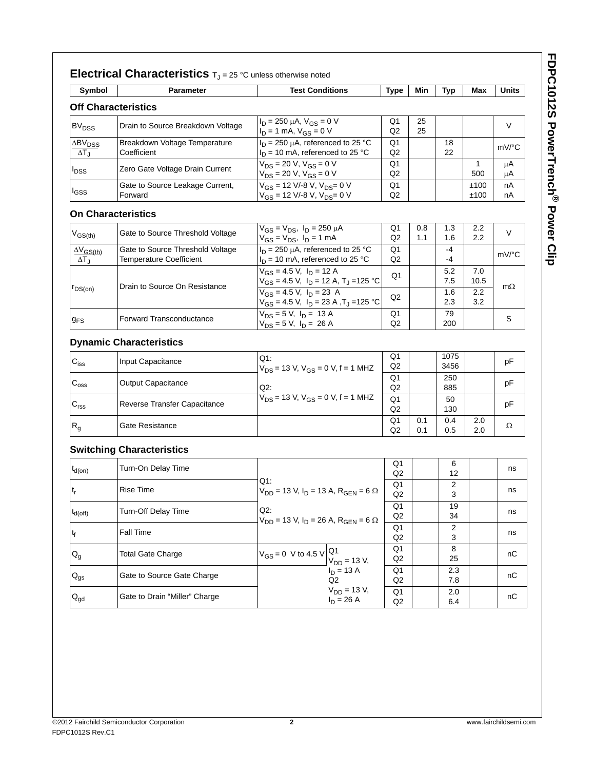# Electrical Characteristics $T_J$ = 25 °C unless otherwise noted

| Symbol | Parameter | Test Conditions | Type | Min | Typ | Max | Units |
|---|---|---|---|---|---|---|---|

## Off Characteristics

| Symbol | Parameter | Test Conditions | Type | Min | Typ | Max | Units |
|---|---|---|---|---|---|---|---|
| $BV_{DSS}$ | Drain to Source Breakdown Voltage | $I_D$ = 250 μA, $V_{GS}$ = 0 V<br>$I_D$ = 1 mA, $V_{GS}$ = 0 V | Q1<br>Q2 | 25<br>25 | | | V |
| $\frac{\Delta BV_{DSS}}{\Delta T_J}$ | Breakdown Voltage Temperature Coefficient | $I_D$ = 250 μA, referenced to 25 °C<br>$I_D$ = 10 mA, referenced to 25 °C | Q1<br>Q2 | | 18<br>22 | | mV/°C |
| $I_{DSS}$ | Zero Gate Voltage Drain Current | $V_{DS}$ = 20 V, $V_{GS}$ = 0 V<br>$V_{DS}$ = 20 V, $V_{GS}$ = 0 V | Q1<br>Q2 | | | 1<br>500 | μA<br>μA |
| $I_{GSS}$ | Gate to Source Leakage Current, Forward | $V_{GS}$ = 12 V/-8 V, $V_{DS}$= 0 V<br>$V_{GS}$ = 12 V/-8 V, $V_{DS}$= 0 V | Q1<br>Q2 | | | ±100<br>±100 | nA<br>nA |

## On Characteristics

| Symbol | Parameter | Test Conditions | Type | Min | Typ | Max | Units |
|---|---|---|---|---|---|---|---|
| $V_{GS(th)}$ | Gate to Source Threshold Voltage | $V_{GS}$ = $V_{DS}$, $I_D$ = 250 μA<br>$V_{GS}$ = $V_{DS}$, $I_D$ = 1 mA | Q1<br>Q2 | 0.8<br>1.1 | 1.3<br>1.6 | 2.2<br>2.2 | V |
| $\frac{\Delta V_{GS(th)}}{\Delta T_J}$ | Gate to Source Threshold Voltage Temperature Coefficient | $I_D$ = 250 μA, referenced to 25 °C<br>$I_D$ = 10 mA, referenced to 25 °C | Q1<br>Q2 | | -4<br>-4 | | mV/°C |
| $r_{DS(on)}$ | Drain to Source On Resistance | $V_{GS}$ = 4.5 V, $I_D$ = 12 A<br>$V_{GS}$ = 4.5 V, $I_D$ = 12 A, $T_J$ =125 °C | Q1 | | 5.2<br>7.5 | 7.0<br>10.5 | mΩ |
| | | $V_{GS}$ = 4.5 V, $I_D$ = 23 A<br>$V_{GS}$ = 4.5 V, $I_D$ = 23 A ,$T_J$ =125 °C | Q2 | | 1.6<br>2.3 | 2.2<br>3.2 | mΩ |
| $g_{FS}$ | Forward Transconductance | $V_{DS}$ = 5 V, $I_D$ = 13 A<br>$V_{DS}$ = 5 V, $I_D$ = 26 A | Q1<br>Q2 | | 79<br>200 | | S |

## Dynamic Characteristics

| Symbol | Parameter | Test Conditions | Type | Min | Typ | Max | Units |
|---|---|---|---|---|---|---|---|
| $C_{iss}$ | Input Capacitance | Q1:<br>$V_{DS}$ = 13 V, $V_{GS}$ = 0 V, f = 1 MHZ<br>Q2:<br>$V_{DS}$ = 13 V, $V_{GS}$ = 0 V, f = 1 MHZ | Q1<br>Q2 | | 1075<br>3456 | | pF |
| $C_{oss}$ | Output Capacitance | | Q1<br>Q2 | | 250<br>885 | | pF |
| $C_{rss}$ | Reverse Transfer Capacitance | | Q1<br>Q2 | | 50<br>130 | | pF |
| $R_g$ | Gate Resistance | | Q1<br>Q2 | 0.1<br>0.1 | 0.4<br>0.5 | 2.0<br>2.0 | Ω |

## Switching Characteristics

| Symbol | Parameter | Test Conditions | Type | Min | Typ | Max | Units |
|---|---|---|---|---|---|---|---|
| $t_{d(on)}$ | Turn-On Delay Time | Q1:<br>$V_{DD}$ = 13 V, $I_D$ = 13 A, $R_{GEN}$ = 6 Ω<br>Q2:<br>$V_{DD}$ = 13 V, $I_D$ = 26 A, $R_{GEN}$ = 6 Ω | Q1<br>Q2 | | 6<br>12 | | ns |
| $t_r$ | Rise Time | | Q1<br>Q2 | | 2<br>3 | | ns |
| $t_{d(off)}$ | Turn-Off Delay Time | | Q1<br>Q2 | | 19<br>34 | | ns |
| $t_f$ | Fall Time | | Q1<br>Q2 | | 2<br>3 | | ns |
| $Q_g$ | Total Gate Charge | $V_{GS}$ = 0 V to 4.5 V; Q1: $V_{DD}$ = 13 V, $I_D$ = 13 A; Q2: $V_{DD}$ = 13 V, $I_D$ = 26 A | Q1<br>Q2 | | 8<br>25 | | nC |
| $Q_{gs}$ | Gate to Source Gate Charge | | Q1<br>Q2 | | 2.3<br>7.8 | | nC |
| $Q_{gd}$ | Gate to Drain "Miller" Charge | | Q1<br>Q2 | | 2.0<br>6.4 | | nC |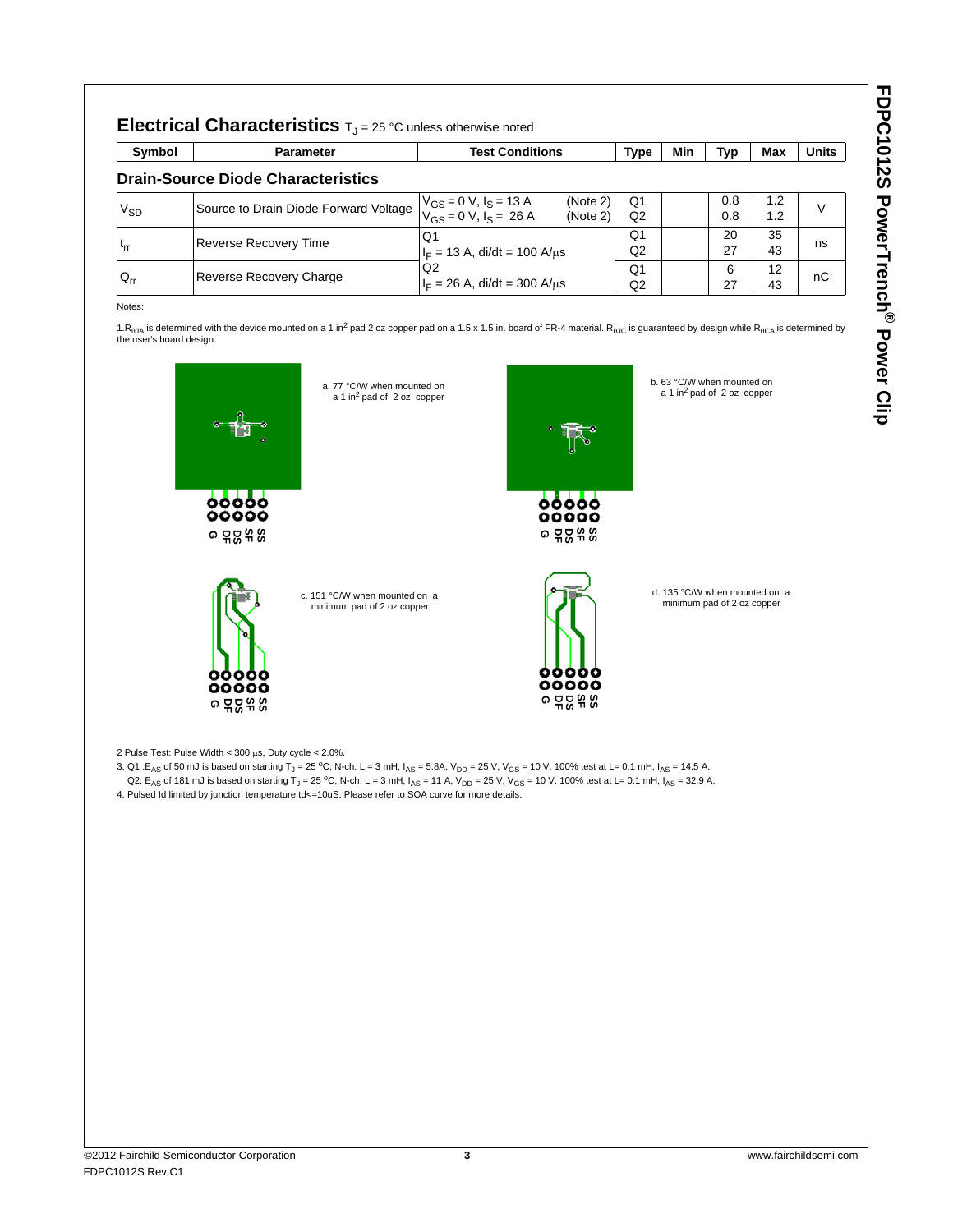## Electrical Characteristics $T_J$ = 25 °C unless otherwise noted

| Symbol | Parameter | Test Conditions | Type | Min | Typ | Max | Units |
|---|---|---|---|---|---|---|---|
| **Drain-Source Diode Characteristics** | | | | | | | |
| $V_{SD}$ | Source to Drain Diode Forward Voltage | $V_{GS}$ = 0 V, $I_S$ = 13 A (Note 2)<br>$V_{GS}$ = 0 V, $I_S$ = 26 A (Note 2) | Q1<br>Q2 | | 0.8<br>0.8 | 1.2<br>1.2 | V |
| $t_{rr}$ | Reverse Recovery Time | Q1<br>$I_F$ = 13 A, di/dt = 100 A/μs | Q1<br>Q2 | | 20<br>27 | 35<br>43 | ns |
| $Q_{rr}$ | Reverse Recovery Charge | Q2<br>$I_F$ = 26 A, di/dt = 300 A/μs | Q1<br>Q2 | | 6<br>27 | 12<br>43 | nC |

Notes:

1.$R_{\theta JA}$ is determined with the device mounted on a 1 in$^2$ pad 2 oz copper pad on a 1.5 x 1.5 in. board of FR-4 material. $R_{\theta JC}$ is guaranteed by design while $R_{\theta CA}$ is determined by the user's board design.

a. 77 °C/W when mounted on a 1 in$^2$ pad of 2 oz copper

b. 63 °C/W when mounted on a 1 in$^2$ pad of 2 oz copper

c. 151 °C/W when mounted on a minimum pad of 2 oz copper

d. 135 °C/W when mounted on a minimum pad of 2 oz copper

2 Pulse Test: Pulse Width < 300 μs, Duty cycle < 2.0%.

3. Q1 :$E_{AS}$ of 50 mJ is based on starting $T_J$ = 25 °C; N-ch: L = 3 mH, $I_{AS}$ = 5.8A, $V_{DD}$ = 25 V, $V_{GS}$ = 10 V. 100% test at L= 0.1 mH, $I_{AS}$ = 14.5 A.
Q2: $E_{AS}$ of 181 mJ is based on starting $T_J$ = 25 °C; N-ch: L = 3 mH, $I_{AS}$ = 11 A, $V_{DD}$ = 25 V, $V_{GS}$ = 10 V. 100% test at L= 0.1 mH, $I_{AS}$ = 32.9 A.

4. Pulsed Id limited by junction temperature,td<=10uS. Please refer to SOA curve for more details.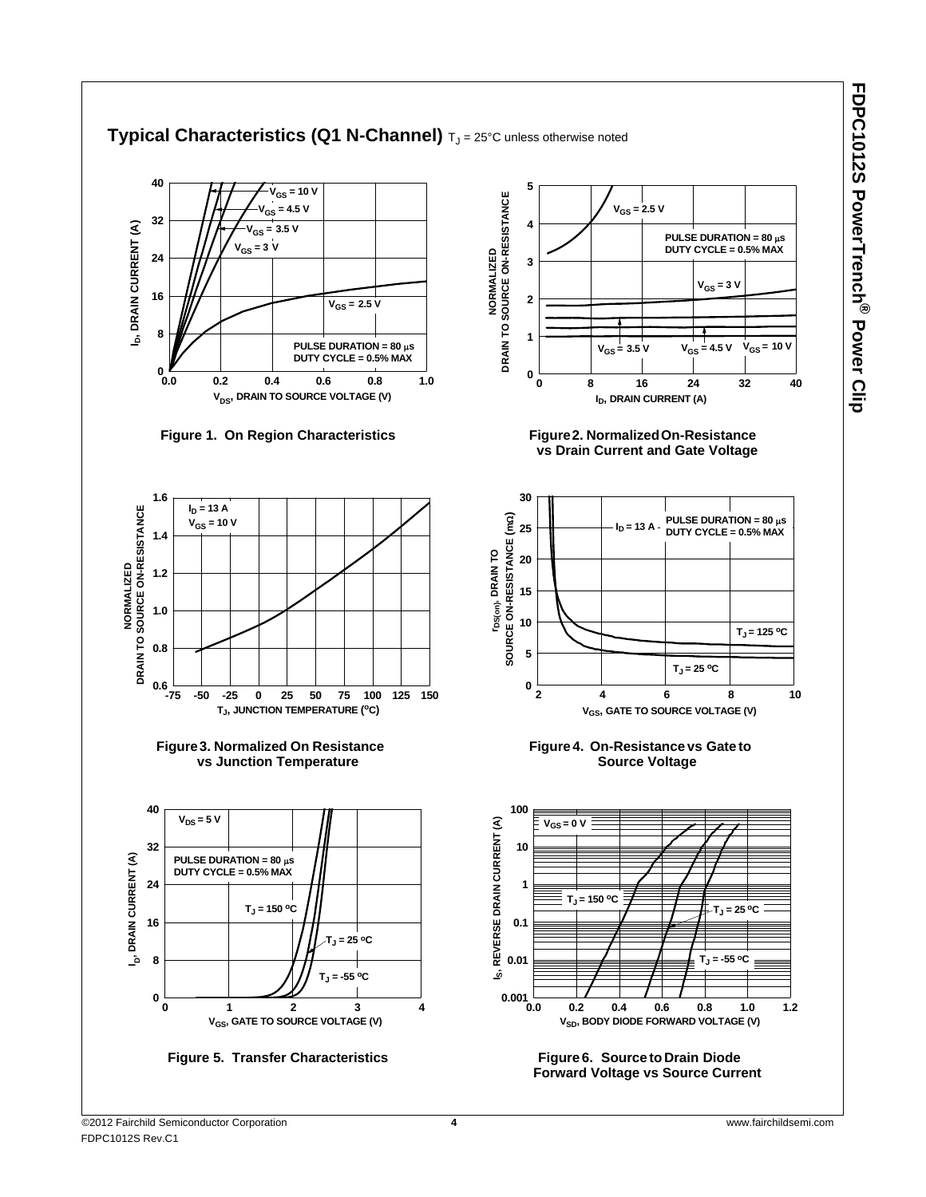## Typical Characteristics (Q1 N-Channel) $T_J$ = 25°C unless otherwise noted

Figure 1. On Region Characteristics

Figure 2. Normalized On-Resistance vs Drain Current and Gate Voltage

Figure 3. Normalized On Resistance vs Junction Temperature

Figure 4. On-Resistance vs Gate to Source Voltage

Figure 5. Transfer Characteristics

Figure 6. Source to Drain Diode Forward Voltage vs Source Current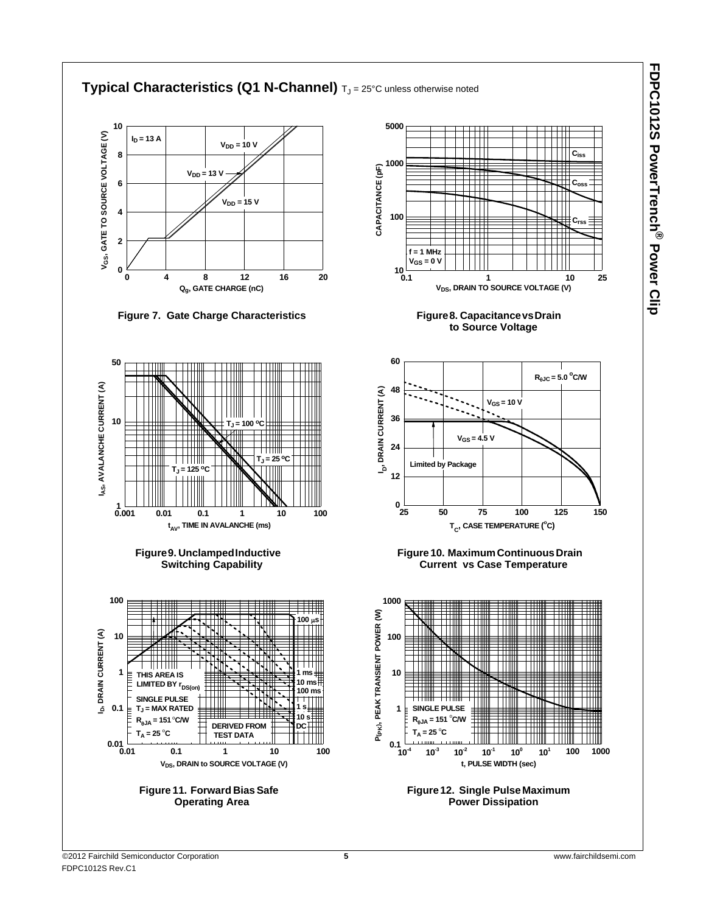## Typical Characteristics (Q1 N-Channel) $T_J$ = 25°C unless otherwise noted

Figure 7. Gate Charge Characteristics

Figure 8. Capacitance vs Drain to Source Voltage

Figure 9. Unclamped Inductive Switching Capability

Figure 10. Maximum Continuous Drain Current vs Case Temperature

Figure 11. Forward Bias Safe Operating Area

Figure 12. Single Pulse Maximum Power Dissipation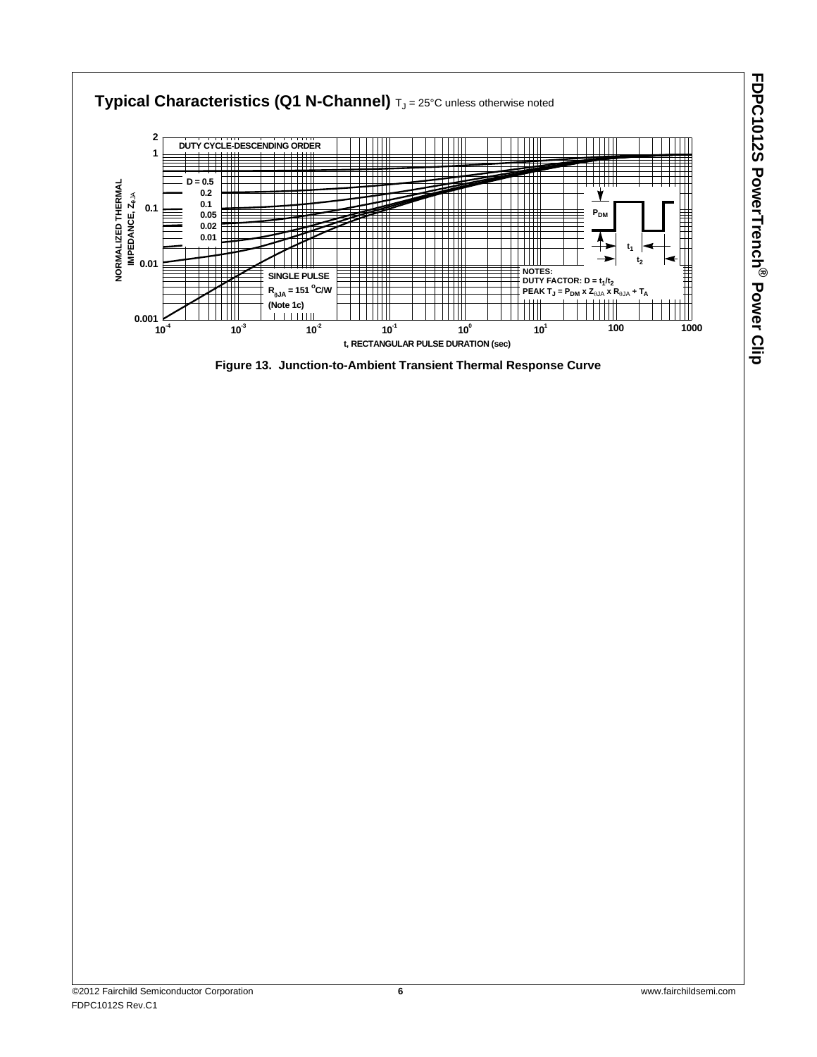## Typical Characteristics (Q1 N-Channel) $T_J$ = 25°C unless otherwise noted

DUTY CYCLE-DESCENDING ORDER

D = 0.5
0.2
0.1
0.05
0.02
0.01

SINGLE PULSE
$R_{\theta JA}$ = 151 °C/W
(Note 1c)

NOTES:
DUTY FACTOR: $D = t_1/t_2$
PEAK $T_J = P_{DM} \times Z_{\theta JA} \times R_{\theta JA} + T_A$

$P_{DM}$, $t_1$, $t_2$

NORMALIZED THERMAL IMPEDANCE, $Z_{\theta JA}$ (0.001 to 2)

t, RECTANGULAR PULSE DURATION (sec) ($10^{-4}$ to 1000)

**Figure 13. Junction-to-Ambient Transient Thermal Response Curve**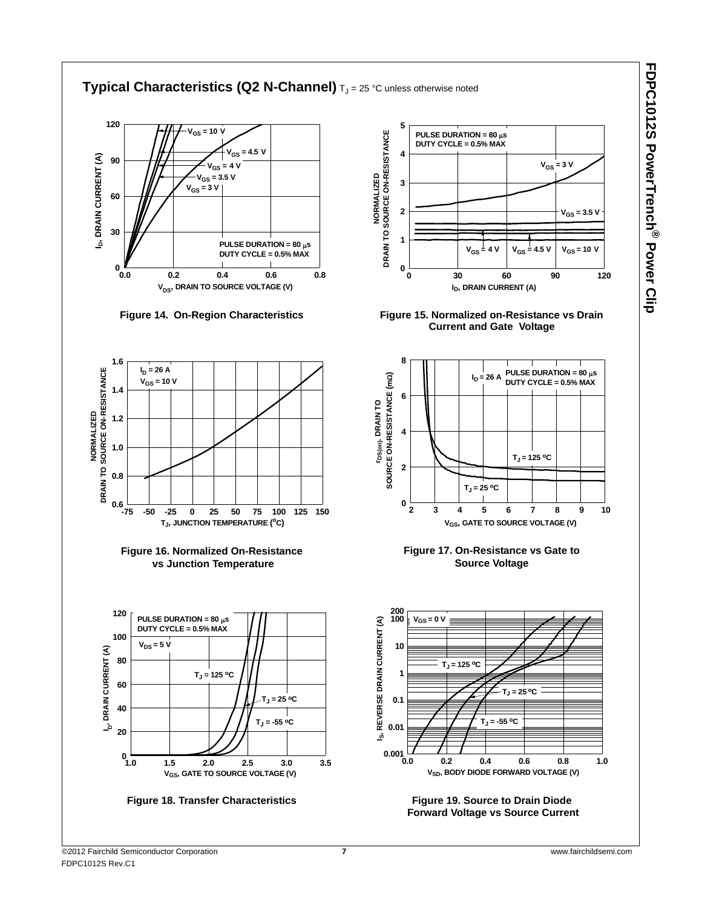## Typical Characteristics (Q2 N-Channel) $T_J$ = 25 °C unless otherwise noted

Figure 14. On-Region Characteristics

Figure 15. Normalized on-Resistance vs Drain Current and Gate Voltage

Figure 16. Normalized On-Resistance vs Junction Temperature

Figure 17. On-Resistance vs Gate to Source Voltage

Figure 18. Transfer Characteristics

Figure 19. Source to Drain Diode Forward Voltage vs Source Current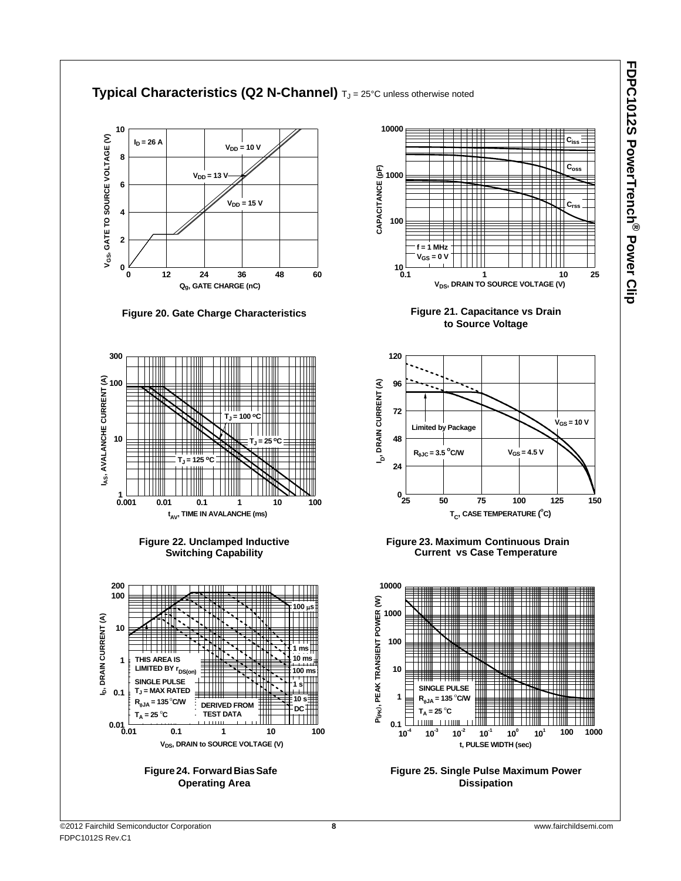## Typical Characteristics (Q2 N-Channel) $T_J$ = 25°C unless otherwise noted

Figure 20. Gate Charge Characteristics

Figure 21. Capacitance vs Drain to Source Voltage

Figure 22. Unclamped Inductive Switching Capability

Figure 23. Maximum Continuous Drain Current vs Case Temperature

Figure 24. Forward Bias Safe Operating Area

Figure 25. Single Pulse Maximum Power Dissipation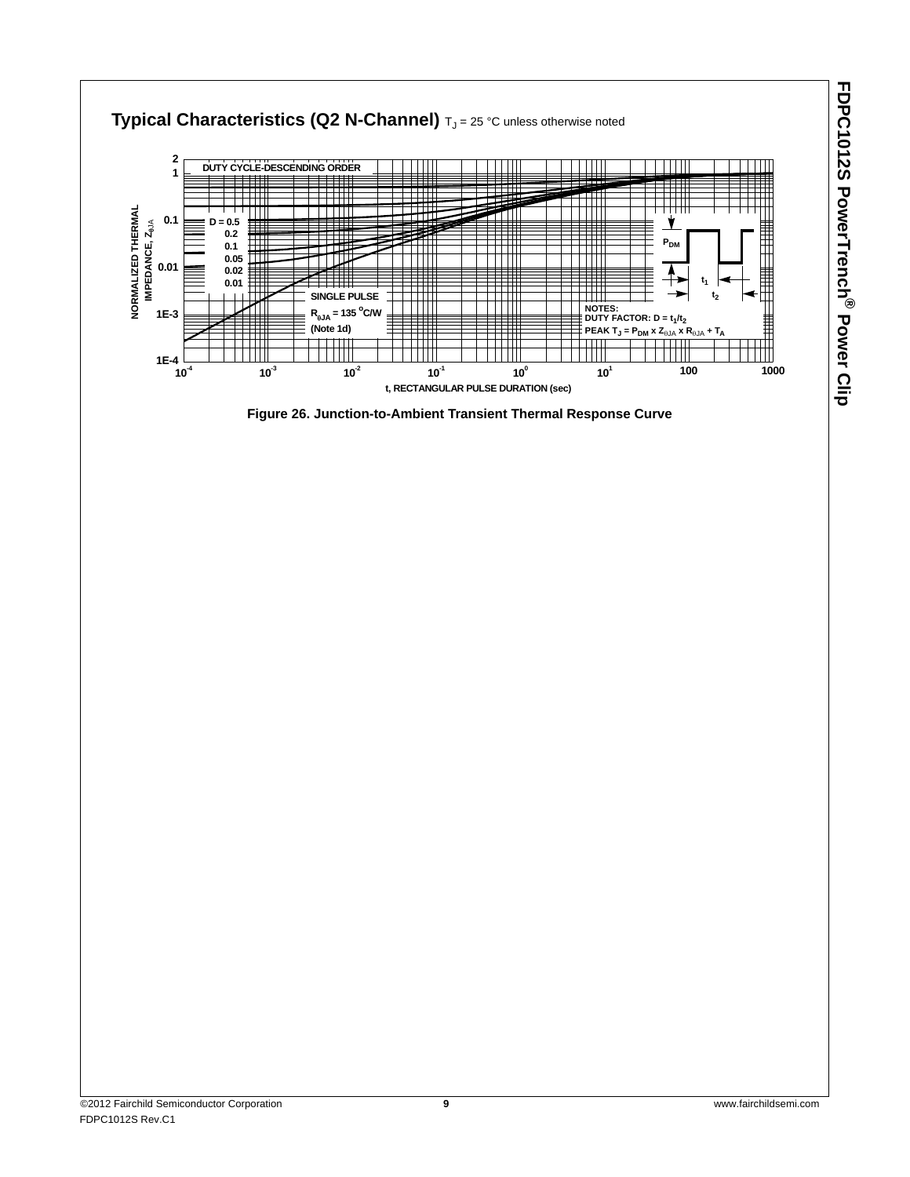## Typical Characteristics (Q2 N-Channel) $T_J$ = 25 °C unless otherwise noted

Figure 26. Junction-to-Ambient Transient Thermal Response Curve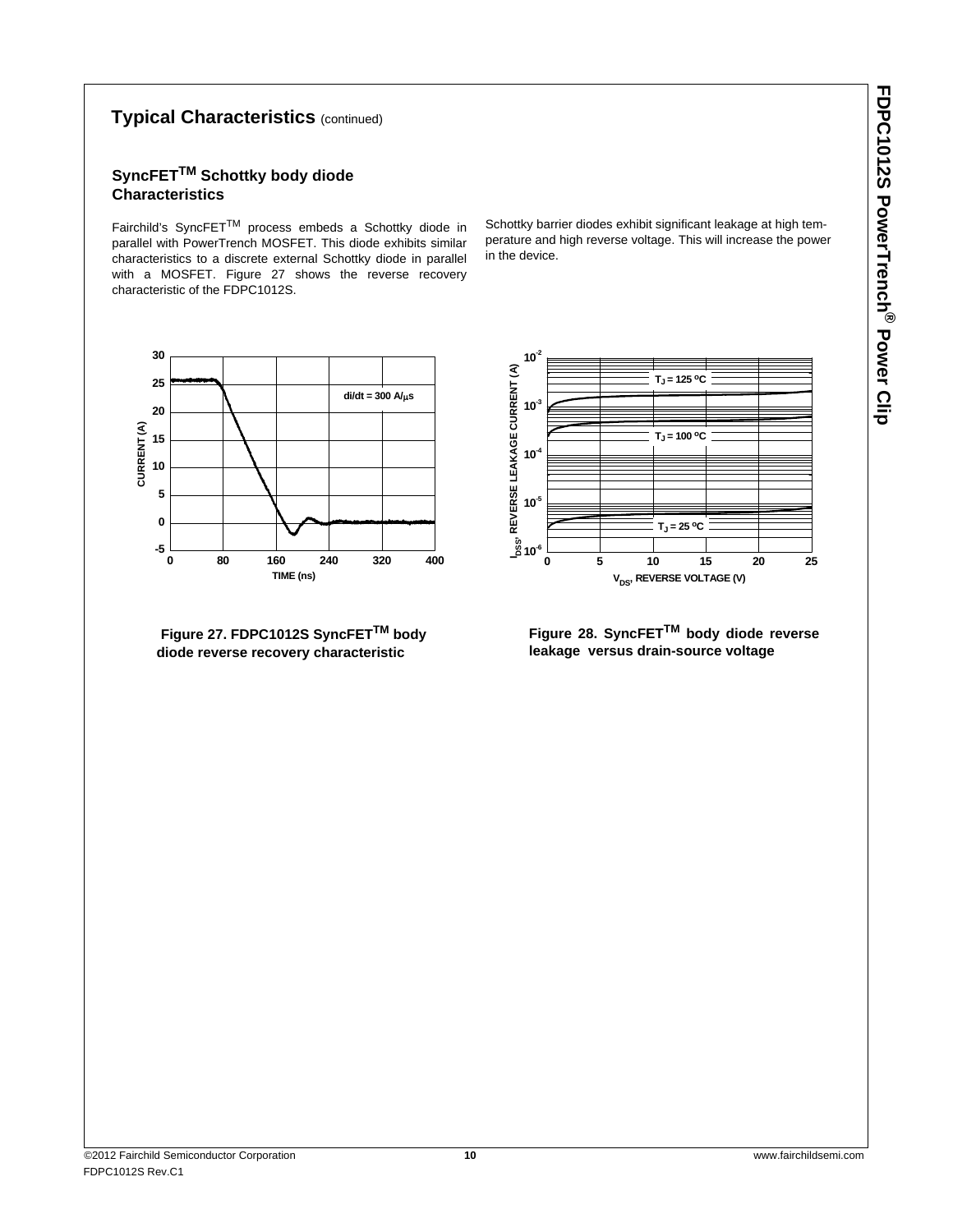## Typical Characteristics (continued)

### SyncFET$^{TM}$ Schottky body diode Characteristics

Fairchild's SyncFET$^{TM}$ process embeds a Schottky diode in parallel with PowerTrench MOSFET. This diode exhibits similar characteristics to a discrete external Schottky diode in parallel with a MOSFET. Figure 27 shows the reverse recovery characteristic of the FDPC1012S.

Schottky barrier diodes exhibit significant leakage at high temperature and high reverse voltage. This will increase the power in the device.

**Figure 27. FDPC1012S SyncFET$^{TM}$ body diode reverse recovery characteristic**

**Figure 28. SyncFET$^{TM}$ body diode reverse leakage versus drain-source voltage**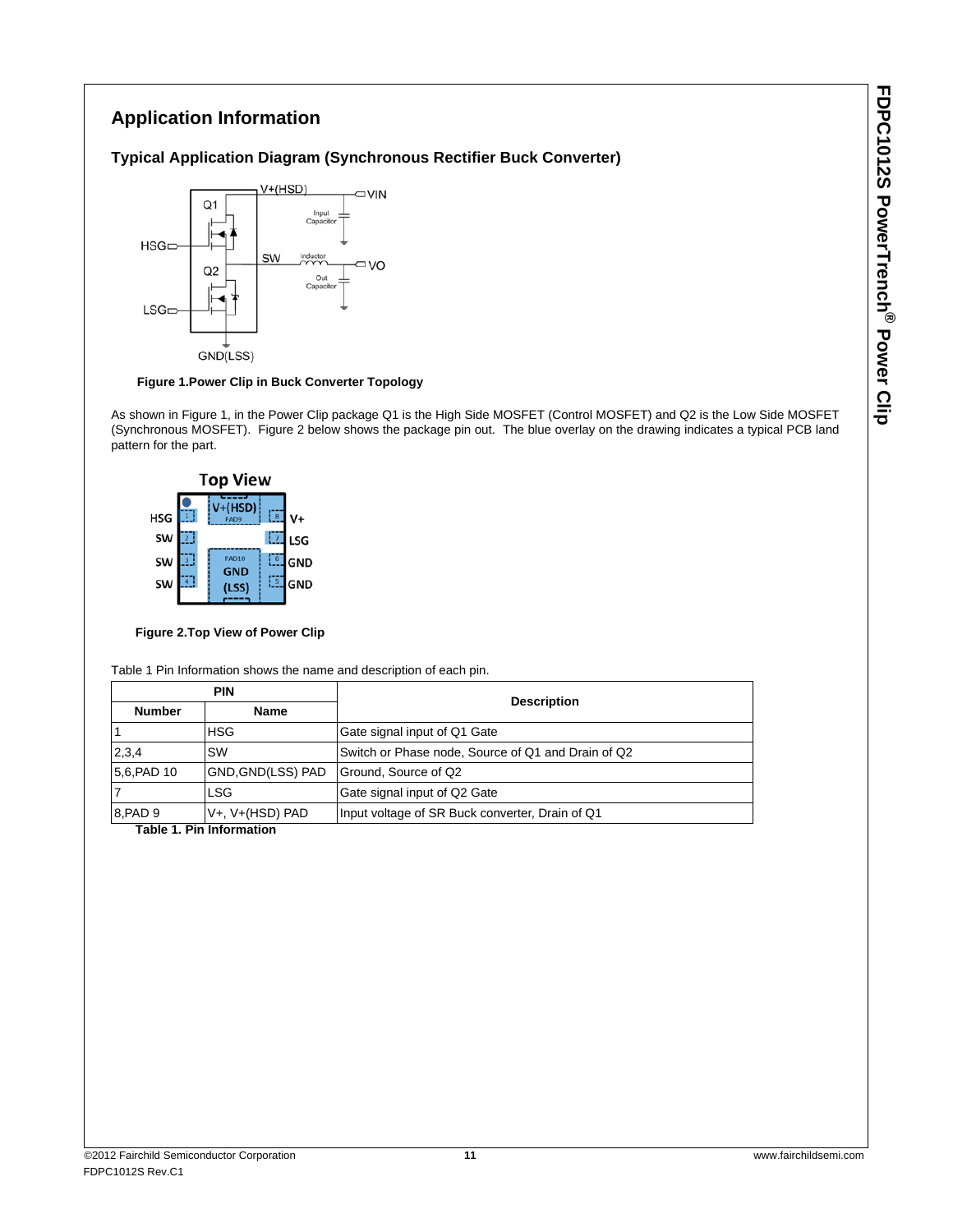## Application Information

### Typical Application Diagram (Synchronous Rectifier Buck Converter)

**Figure 1.Power Clip in Buck Converter Topology**

As shown in Figure 1, in the Power Clip package Q1 is the High Side MOSFET (Control MOSFET) and Q2 is the Low Side MOSFET (Synchronous MOSFET). Figure 2 below shows the package pin out. The blue overlay on the drawing indicates a typical PCB land pattern for the part.

**Figure 2.Top View of Power Clip**

Table 1 Pin Information shows the name and description of each pin.

| PIN | | Description |
|---|---|---|
| Number | Name | |
| 1 | HSG | Gate signal input of Q1 Gate |
| 2,3,4 | SW | Switch or Phase node, Source of Q1 and Drain of Q2 |
| 5,6,PAD 10 | GND,GND(LSS) PAD | Ground, Source of Q2 |
| 7 | LSG | Gate signal input of Q2 Gate |
| 8,PAD 9 | V+, V+(HSD) PAD | Input voltage of SR Buck converter, Drain of Q1 |

**Table 1. Pin Information**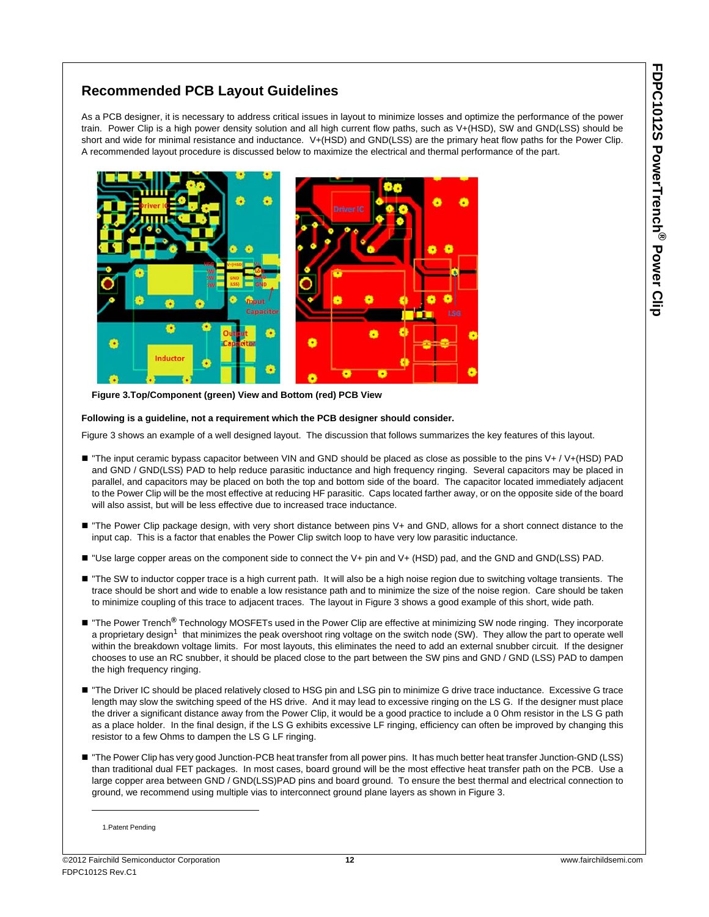## Recommended PCB Layout Guidelines

As a PCB designer, it is necessary to address critical issues in layout to minimize losses and optimize the performance of the power train. Power Clip is a high power density solution and all high current flow paths, such as V+(HSD), SW and GND(LSS) should be short and wide for minimal resistance and inductance. V+(HSD) and GND(LSS) are the primary heat flow paths for the Power Clip. A recommended layout procedure is discussed below to maximize the electrical and thermal performance of the part.

**Figure 3.Top/Component (green) View and Bottom (red) PCB View**

**Following is a guideline, not a requirement which the PCB designer should consider.**

Figure 3 shows an example of a well designed layout. The discussion that follows summarizes the key features of this layout.

- "The input ceramic bypass capacitor between VIN and GND should be placed as close as possible to the pins V+ / V+(HSD) PAD and GND / GND(LSS) PAD to help reduce parasitic inductance and high frequency ringing. Several capacitors may be placed in parallel, and capacitors may be placed on both the top and bottom side of the board. The capacitor located immediately adjacent to the Power Clip will be the most effective at reducing HF parasitic. Caps located farther away, or on the opposite side of the board will also assist, but will be less effective due to increased trace inductance.
- "The Power Clip package design, with very short distance between pins V+ and GND, allows for a short connect distance to the input cap. This is a factor that enables the Power Clip switch loop to have very low parasitic inductance.
- "Use large copper areas on the component side to connect the V+ pin and V+ (HSD) pad, and the GND and GND(LSS) PAD.
- "The SW to inductor copper trace is a high current path. It will also be a high noise region due to switching voltage transients. The trace should be short and wide to enable a low resistance path and to minimize the size of the noise region. Care should be taken to minimize coupling of this trace to adjacent traces. The layout in Figure 3 shows a good example of this short, wide path.
- "The Power Trench® Technology MOSFETs used in the Power Clip are effective at minimizing SW node ringing. They incorporate a proprietary design[1] that minimizes the peak overshoot ring voltage on the switch node (SW). They allow the part to operate well within the breakdown voltage limits. For most layouts, this eliminates the need to add an external snubber circuit. If the designer chooses to use an RC snubber, it should be placed close to the part between the SW pins and GND / GND (LSS) PAD to dampen the high frequency ringing.
- "The Driver IC should be placed relatively closed to HSG pin and LSG pin to minimize G drive trace inductance. Excessive G trace length may slow the switching speed of the HS drive. And it may lead to excessive ringing on the LS G. If the designer must place the driver a significant distance away from the Power Clip, it would be a good practice to include a 0 Ohm resistor in the LS G path as a place holder. In the final design, if the LS G exhibits excessive LF ringing, efficiency can often be improved by changing this resistor to a few Ohms to dampen the LS G LF ringing.
- "The Power Clip has very good Junction-PCB heat transfer from all power pins. It has much better heat transfer Junction-GND (LSS) than traditional dual FET packages. In most cases, board ground will be the most effective heat transfer path on the PCB. Use a large copper area between GND / GND(LSS)PAD pins and board ground. To ensure the best thermal and electrical connection to ground, we recommend using multiple vias to interconnect ground plane layers as shown in Figure 3.

1.Patent Pending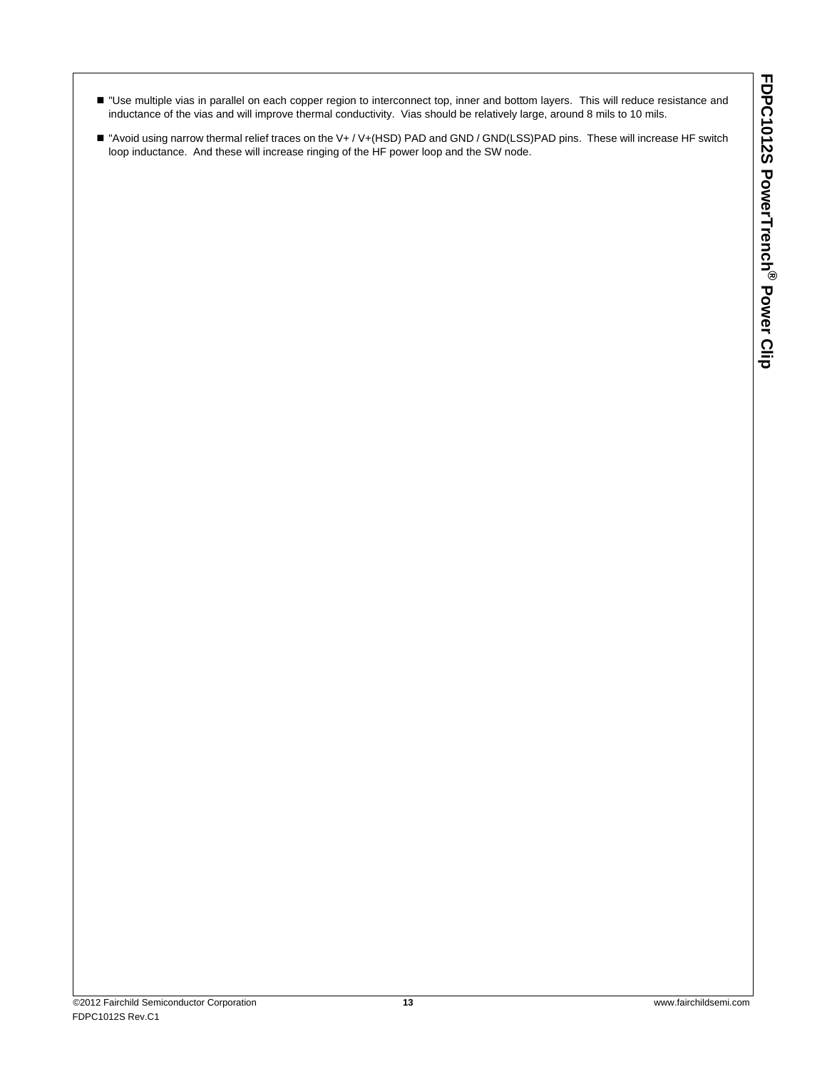- "Use multiple vias in parallel on each copper region to interconnect top, inner and bottom layers. This will reduce resistance and inductance of the vias and will improve thermal conductivity. Vias should be relatively large, around 8 mils to 10 mils.
- "Avoid using narrow thermal relief traces on the V+ / V+(HSD) PAD and GND / GND(LSS)PAD pins. These will increase HF switch loop inductance. And these will increase ringing of the HF power loop and the SW node.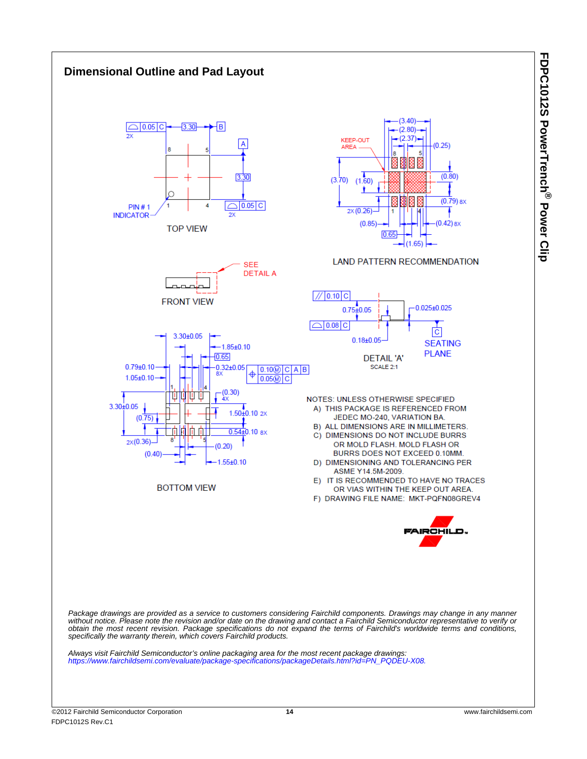## Dimensional Outline and Pad Layout

TOP VIEW

LAND PATTERN RECOMMENDATION

FRONT VIEW

DETAIL 'A'
SCALE 2:1

BOTTOM VIEW

NOTES: UNLESS OTHERWISE SPECIFIED

A) THIS PACKAGE IS REFERENCED FROM JEDEC MO-240, VARIATION BA.

B) ALL DIMENSIONS ARE IN MILLIMETERS.

C) DIMENSIONS DO NOT INCLUDE BURRS OR MOLD FLASH. MOLD FLASH OR BURRS DOES NOT EXCEED 0.10MM.

D) DIMENSIONING AND TOLERANCING PER ASME Y14.5M-2009.

E) IT IS RECOMMENDED TO HAVE NO TRACES OR VIAS WITHIN THE KEEP OUT AREA.

F) DRAWING FILE NAME: MKT-PQFN08GREV4

*Package drawings are provided as a service to customers considering Fairchild components. Drawings may change in any manner without notice. Please note the revision and/or date on the drawing and contact a Fairchild Semiconductor representative to verify or obtain the most recent revision. Package specifications do not expand the terms of Fairchild's worldwide terms and conditions, specifically the warranty therein, which covers Fairchild products.*

*Always visit Fairchild Semiconductor's online packaging area for the most recent package drawings:*
*https://www.fairchildsemi.com/evaluate/package-specifications/packageDetails.html?id=PN_PQDEU-X08.*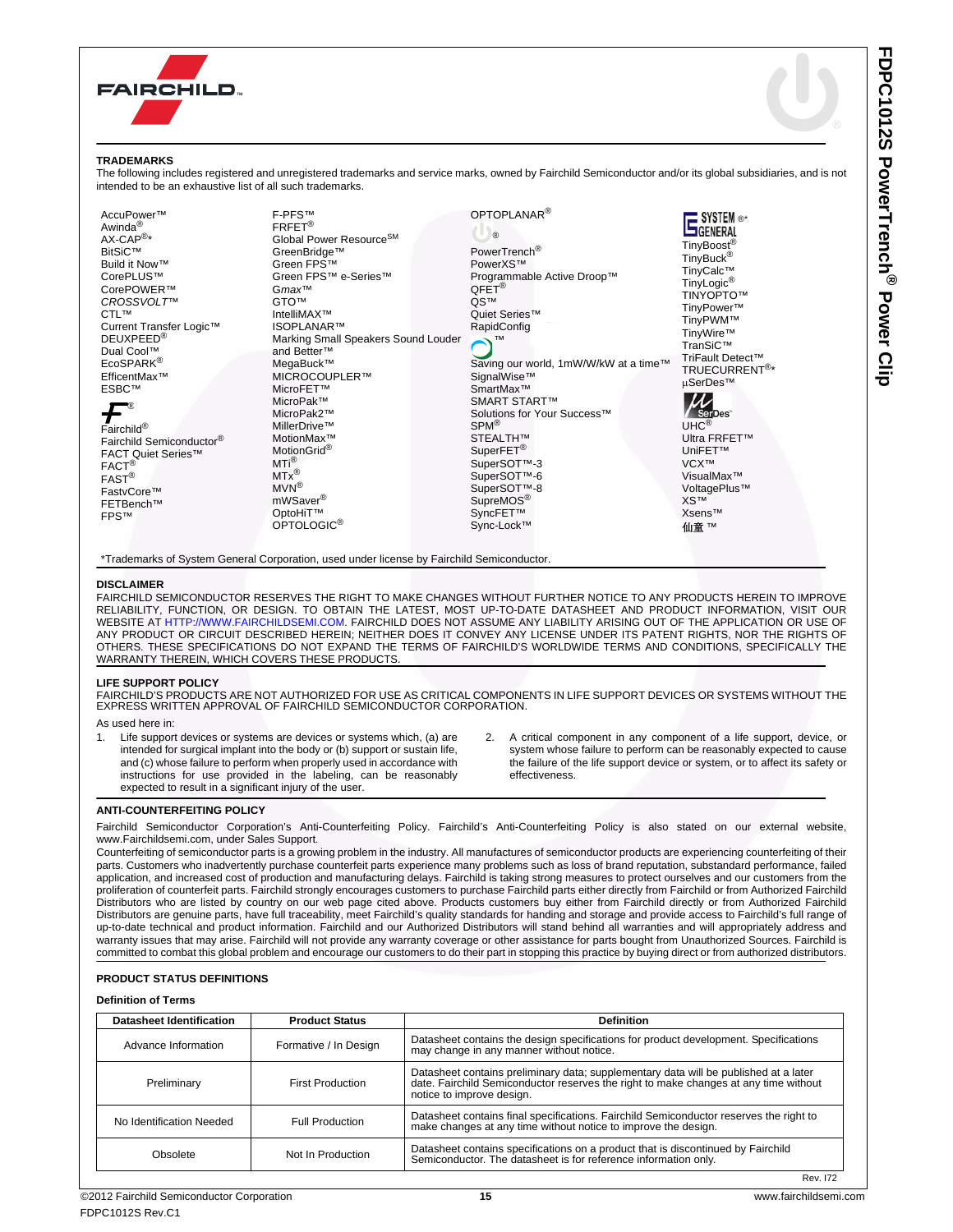## TRADEMARKS

The following includes registered and unregistered trademarks and service marks, owned by Fairchild Semiconductor and/or its global subsidiaries, and is not intended to be an exhaustive list of all such trademarks.

AccuPower™
Awinda®
AX-CAP®*
BitSiC™
Build it Now™
CorePLUS™
CorePOWER™
*CROSSVOLT*™
CTL™
Current Transfer Logic™
DEUXPEED®
Dual Cool™
EcoSPARK®
EfficentMax™
ESBC™
Fairchild®
Fairchild Semiconductor®
FACT Quiet Series™
FACT®
FAST®
FastvCore™
FETBench™
FPS™
F-PFS™
FRFET®
Global Power Resource℠
GreenBridge™
Green FPS™
Green FPS™ e-Series™
*Gmax*™
GTO™
IntelliMAX™
ISOPLANAR™
Marking Small Speakers Sound Louder and Better™
MegaBuck™
MICROCOUPLER™
MicroFET™
MicroPak™
MicroPak2™
MillerDrive™
MotionMax™
MotionGrid®
MTi®
MTx®
MVN®
mWSaver®
OptoHiT™
OPTOLOGIC®
OPTOPLANAR®
PowerTrench®
PowerXS™
Programmable Active Droop™
QFET®
QS™
Quiet Series™
RapidConfig
Saving our world, 1mW/W/kW at a time™
SignalWise™
SmartMax™
SMART START™
Solutions for Your Success™
SPM®
STEALTH™
SuperFET®
SuperSOT™-3
SuperSOT™-6
SuperSOT™-8
SupreMOS®
SyncFET™
Sync-Lock™
SYSTEM GENERAL®*
TinyBoost®
TinyBuck®
TinyCalc™
TinyLogic®
TINYOPTO™
TinyPower™
TinyPWM™
TinyWire™
TranSiC™
TriFault Detect™
TRUECURRENT®*
µSerDes™
UHC®
Ultra FRFET™
UniFET™
VCX™
VisualMax™
VoltagePlus™
XS™
Xsens™
仙童™

*Trademarks of System General Corporation, used under license by Fairchild Semiconductor.

## DISCLAIMER

FAIRCHILD SEMICONDUCTOR RESERVES THE RIGHT TO MAKE CHANGES WITHOUT FURTHER NOTICE TO ANY PRODUCTS HEREIN TO IMPROVE RELIABILITY, FUNCTION, OR DESIGN. TO OBTAIN THE LATEST, MOST UP-TO-DATE DATASHEET AND PRODUCT INFORMATION, VISIT OUR WEBSITE AT HTTP://WWW.FAIRCHILDSEMI.COM. FAIRCHILD DOES NOT ASSUME ANY LIABILITY ARISING OUT OF THE APPLICATION OR USE OF ANY PRODUCT OR CIRCUIT DESCRIBED HEREIN; NEITHER DOES IT CONVEY ANY LICENSE UNDER ITS PATENT RIGHTS, NOR THE RIGHTS OF OTHERS. THESE SPECIFICATIONS DO NOT EXPAND THE TERMS OF FAIRCHILD'S WORLDWIDE TERMS AND CONDITIONS, SPECIFICALLY THE WARRANTY THEREIN, WHICH COVERS THESE PRODUCTS.

## LIFE SUPPORT POLICY

FAIRCHILD'S PRODUCTS ARE NOT AUTHORIZED FOR USE AS CRITICAL COMPONENTS IN LIFE SUPPORT DEVICES OR SYSTEMS WITHOUT THE EXPRESS WRITTEN APPROVAL OF FAIRCHILD SEMICONDUCTOR CORPORATION.

As used here in:

1. Life support devices or systems are devices or systems which, (a) are intended for surgical implant into the body or (b) support or sustain life, and (c) whose failure to perform when properly used in accordance with instructions for use provided in the labeling, can be reasonably expected to result in a significant injury of the user.
2. A critical component in any component of a life support, device, or system whose failure to perform can be reasonably expected to cause the failure of the life support device or system, or to affect its safety or effectiveness.

## ANTI-COUNTERFEITING POLICY

Fairchild Semiconductor Corporation's Anti-Counterfeiting Policy. Fairchild's Anti-Counterfeiting Policy is also stated on our external website, www.Fairchildsemi.com, under Sales Support.

Counterfeiting of semiconductor parts is a growing problem in the industry. All manufactures of semiconductor products are experiencing counterfeiting of their parts. Customers who inadvertently purchase counterfeit parts experience many problems such as loss of brand reputation, substandard performance, failed application, and increased cost of production and manufacturing delays. Fairchild is taking strong measures to protect ourselves and our customers from the proliferation of counterfeit parts. Fairchild strongly encourages customers to purchase Fairchild parts either directly from Fairchild or from Authorized Fairchild Distributors who are listed by country on our web page cited above. Products customers buy either from Fairchild directly or from Authorized Fairchild Distributors are genuine parts, have full traceability, meet Fairchild's quality standards for handing and storage and provide access to Fairchild's full range of up-to-date technical and product information. Fairchild and our Authorized Distributors will stand behind all warranties and will appropriately address and warranty issues that may arise. Fairchild will not provide any warranty coverage or other assistance for parts bought from Unauthorized Sources. Fairchild is committed to combat this global problem and encourage our customers to do their part in stopping this practice by buying direct or from authorized distributors.

## PRODUCT STATUS DEFINITIONS

### Definition of Terms

| Datasheet Identification | Product Status | Definition |
|---|---|---|
| Advance Information | Formative / In Design | Datasheet contains the design specifications for product development. Specifications may change in any manner without notice. |
| Preliminary | First Production | Datasheet contains preliminary data; supplementary data will be published at a later date. Fairchild Semiconductor reserves the right to make changes at any time without notice to improve design. |
| No Identification Needed | Full Production | Datasheet contains final specifications. Fairchild Semiconductor reserves the right to make changes at any time without notice to improve the design. |
| Obsolete | Not In Production | Datasheet contains specifications on a product that is discontinued by Fairchild Semiconductor. The datasheet is for reference information only. |

Rev. I72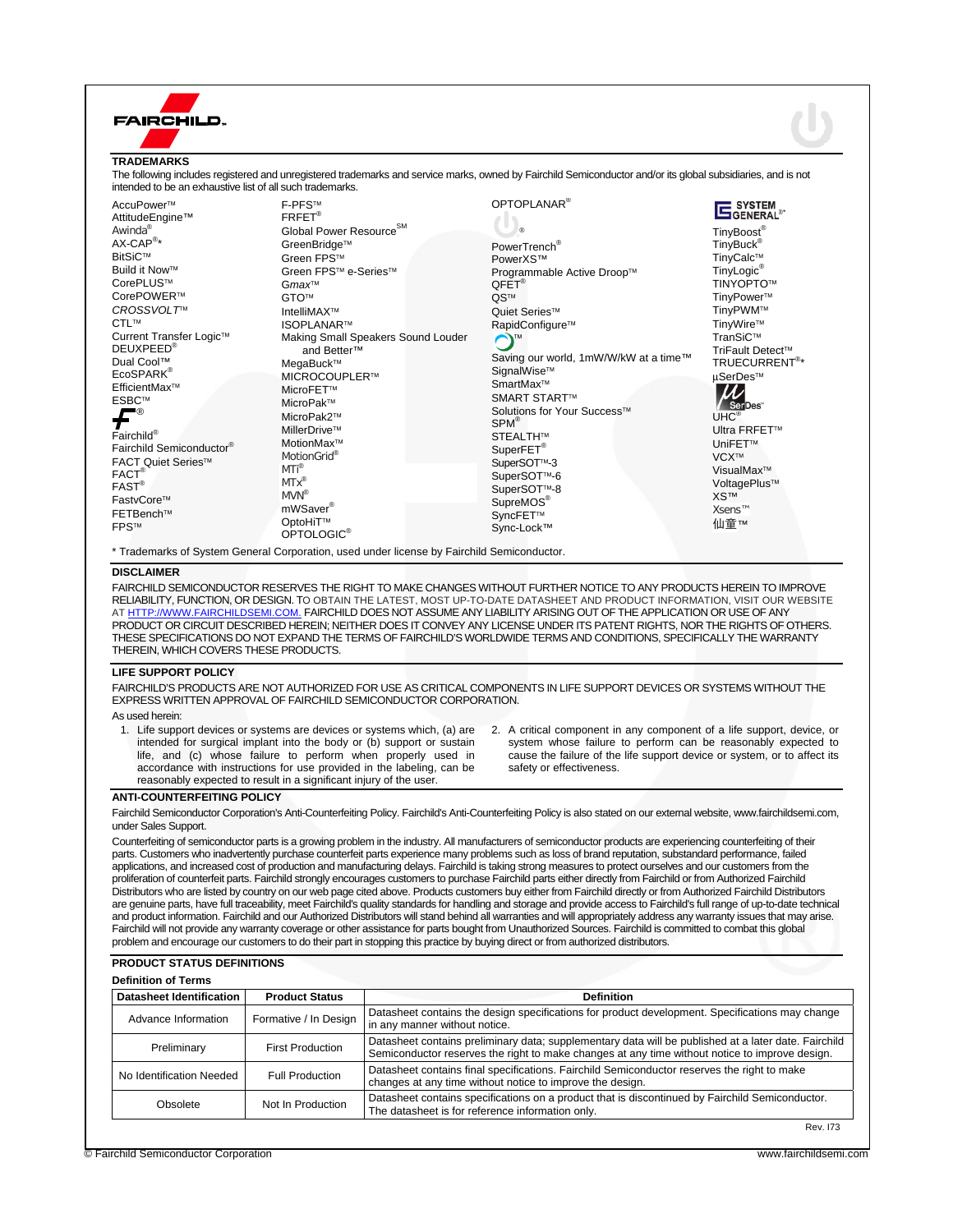## TRADEMARKS

The following includes registered and unregistered trademarks and service marks, owned by Fairchild Semiconductor and/or its global subsidiaries, and is not intended to be an exhaustive list of all such trademarks.

AccuPower™
AttitudeEngine™
Awinda®
AX-CAP®*
BitSiC™
Build it Now™
CorePLUS™
CorePOWER™
*CROSSVOLT*™
CTL™
Current Transfer Logic™
DEUXPEED®
Dual Cool™
EcoSPARK®
EfficientMax™
ESBC™
®
Fairchild®
Fairchild Semiconductor®
FACT Quiet Series™
FACT®
FAST®
FastvCore™
FETBench™
FPS™
F-PFS™
FRFET®
Global Power Resource℠
GreenBridge™
Green FPS™
Green FPS™ e-Series™
G*max*™
GTO™
IntelliMAX™
ISOPLANAR™
Making Small Speakers Sound Louder and Better™
MegaBuck™
MICROCOUPLER™
MicroFET™
MicroPak™
MicroPak2™
MillerDrive™
MotionMax™
MotionGrid®
MTi®
MTx®
MVN®
mWSaver®
OptoHiT™
OPTOLOGIC®
OPTOPLANAR®
®
PowerTrench®
PowerXS™
Programmable Active Droop™
QFET®
QS™
Quiet Series™
RapidConfigure™
™
Saving our world, 1mW/W/kW at a time™
SignalWise™
SmartMax™
SMART START™
Solutions for Your Success™
SPM®
STEALTH™
SuperFET®
SuperSOT™-3
SuperSOT™-6
SuperSOT™-8
SupreMOS®
SyncFET™
Sync-Lock™
SYSTEM GENERAL®*
TinyBoost®
TinyBuck®
TinyCalc™
TinyLogic®
TINYOPTO™
TinyPower™
TinyPWM™
TinyWire™
TranSiC™
TriFault Detect™
TRUECURRENT®*
μSerDes™
μSerDes™
UHC®
Ultra FRFET™
UniFET™
VCX™
VisualMax™
VoltagePlus™
XS™
Xsens™
仙童™

* Trademarks of System General Corporation, used under license by Fairchild Semiconductor.

## DISCLAIMER

FAIRCHILD SEMICONDUCTOR RESERVES THE RIGHT TO MAKE CHANGES WITHOUT FURTHER NOTICE TO ANY PRODUCTS HEREIN TO IMPROVE RELIABILITY, FUNCTION, OR DESIGN. TO OBTAIN THE LATEST, MOST UP-TO-DATE DATASHEET AND PRODUCT INFORMATION, VISIT OUR WEBSITE AT HTTP://WWW.FAIRCHILDSEMI.COM. FAIRCHILD DOES NOT ASSUME ANY LIABILITY ARISING OUT OF THE APPLICATION OR USE OF ANY PRODUCT OR CIRCUIT DESCRIBED HEREIN; NEITHER DOES IT CONVEY ANY LICENSE UNDER ITS PATENT RIGHTS, NOR THE RIGHTS OF OTHERS. THESE SPECIFICATIONS DO NOT EXPAND THE TERMS OF FAIRCHILD'S WORLDWIDE TERMS AND CONDITIONS, SPECIFICALLY THE WARRANTY THEREIN, WHICH COVERS THESE PRODUCTS.

## LIFE SUPPORT POLICY

FAIRCHILD'S PRODUCTS ARE NOT AUTHORIZED FOR USE AS CRITICAL COMPONENTS IN LIFE SUPPORT DEVICES OR SYSTEMS WITHOUT THE EXPRESS WRITTEN APPROVAL OF FAIRCHILD SEMICONDUCTOR CORPORATION.

As used herein:

1. Life support devices or systems are devices or systems which, (a) are intended for surgical implant into the body or (b) support or sustain life, and (c) whose failure to perform when properly used in accordance with instructions for use provided in the labeling, can be reasonably expected to result in a significant injury of the user.
2. A critical component in any component of a life support, device, or system whose failure to perform can be reasonably expected to cause the failure of the life support device or system, or to affect its safety or effectiveness.

## ANTI-COUNTERFEITING POLICY

Fairchild Semiconductor Corporation's Anti-Counterfeiting Policy. Fairchild's Anti-Counterfeiting Policy is also stated on our external website, www.fairchildsemi.com, under Sales Support.

Counterfeiting of semiconductor parts is a growing problem in the industry. All manufacturers of semiconductor products are experiencing counterfeiting of their parts. Customers who inadvertently purchase counterfeit parts experience many problems such as loss of brand reputation, substandard performance, failed applications, and increased cost of production and manufacturing delays. Fairchild is taking strong measures to protect ourselves and our customers from the proliferation of counterfeit parts. Fairchild strongly encourages customers to purchase Fairchild parts either directly from Fairchild or from Authorized Fairchild Distributors who are listed by country on our web page cited above. Products customers buy either from Fairchild directly or from Authorized Fairchild Distributors are genuine parts, have full traceability, meet Fairchild's quality standards for handling and storage and provide access to Fairchild's full range of up-to-date technical and product information. Fairchild and our Authorized Distributors will stand behind all warranties and will appropriately address any warranty issues that may arise. Fairchild will not provide any warranty coverage or other assistance for parts bought from Unauthorized Sources. Fairchild is committed to combat this global problem and encourage our customers to do their part in stopping this practice by buying direct or from authorized distributors.

## PRODUCT STATUS DEFINITIONS

### Definition of Terms

| Datasheet Identification | Product Status | Definition |
|---|---|---|
| Advance Information | Formative / In Design | Datasheet contains the design specifications for product development. Specifications may change in any manner without notice. |
| Preliminary | First Production | Datasheet contains preliminary data; supplementary data will be published at a later date. Fairchild Semiconductor reserves the right to make changes at any time without notice to improve the design. |
| No Identification Needed | Full Production | Datasheet contains final specifications. Fairchild Semiconductor reserves the right to make changes at any time without notice to improve the design. |
| Obsolete | Not In Production | Datasheet contains specifications on a product that is discontinued by Fairchild Semiconductor. The datasheet is for reference information only. |

Rev. I73